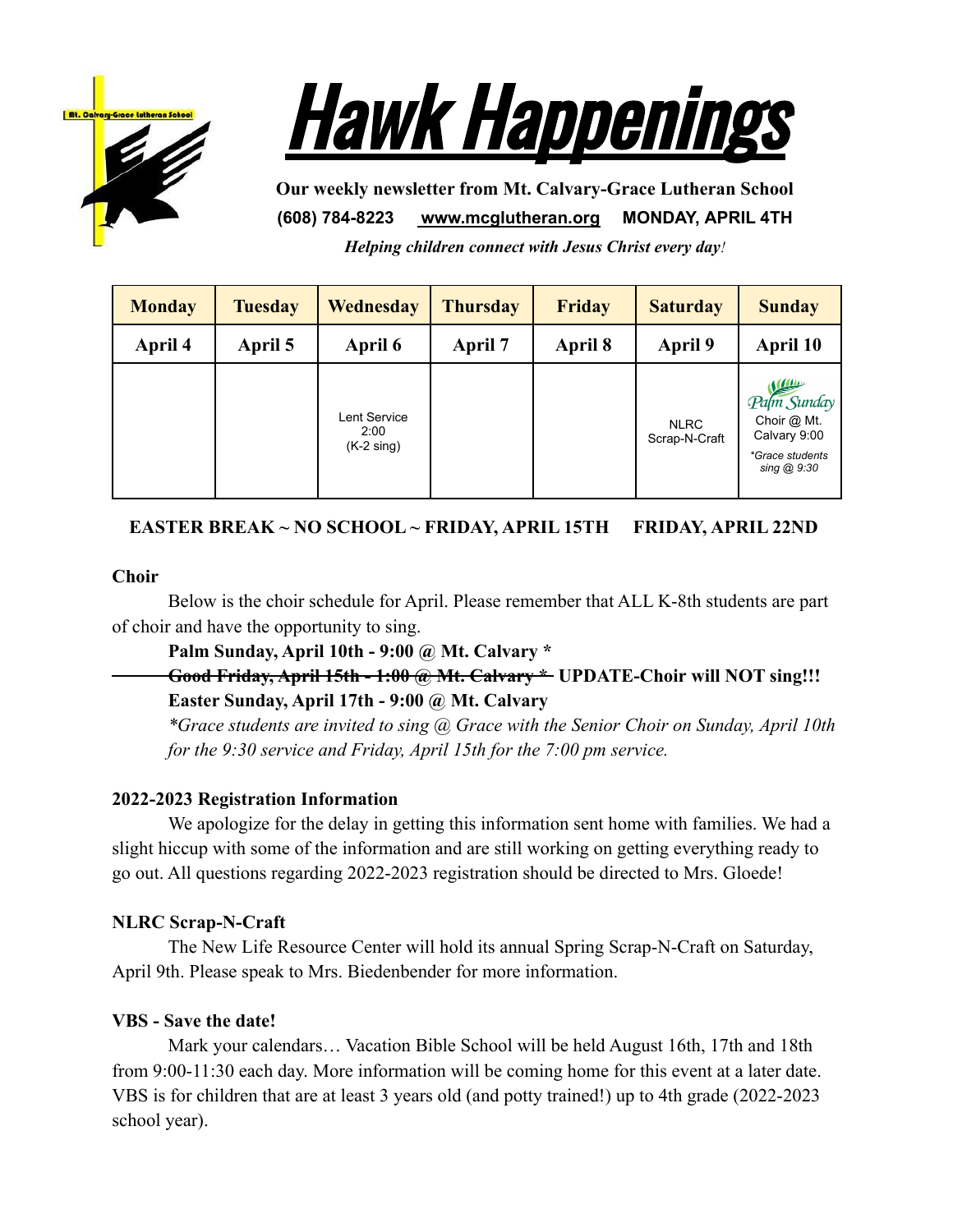# Hawk Happenings

**Our weekly newsletter from Mt. Calvary-Grace Lutheran School**

**(608) 784-8223** **www.mcglutheran.org** **MONDAY, APRIL 4TH**

***Helping children connect with Jesus Christ every day!***

| Monday | Tuesday | Wednesday | Thursday | Friday | Saturday | Sunday |
|---|---|---|---|---|---|---|
| April 4 | April 5 | April 6 | April 7 | April 8 | April 9 | April 10 |
| | | Lent Service 2:00 (K-2 sing) | | | NLRC Scrap-N-Craft | Palm Sunday Choir @ Mt. Calvary 9:00 *\*Grace students sing @ 9:30* |

**EASTER BREAK ~ NO SCHOOL ~ FRIDAY, APRIL 15TH FRIDAY, APRIL 22ND**

**Choir**

Below is the choir schedule for April. Please remember that ALL K-8th students are part of choir and have the opportunity to sing.

**Palm Sunday, April 10th - 9:00 @ Mt. Calvary \***

~~**Good Friday, April 15th - 1:00 @ Mt. Calvary \***~~ **UPDATE-Choir will NOT sing!!!**

**Easter Sunday, April 17th - 9:00 @ Mt. Calvary**

*\*Grace students are invited to sing @ Grace with the Senior Choir on Sunday, April 10th for the 9:30 service and Friday, April 15th for the 7:00 pm service.*

**2022-2023 Registration Information**

We apologize for the delay in getting this information sent home with families. We had a slight hiccup with some of the information and are still working on getting everything ready to go out. All questions regarding 2022-2023 registration should be directed to Mrs. Gloede!

**NLRC Scrap-N-Craft**

The New Life Resource Center will hold its annual Spring Scrap-N-Craft on Saturday, April 9th. Please speak to Mrs. Biedenbender for more information.

**VBS - Save the date!**

Mark your calendars… Vacation Bible School will be held August 16th, 17th and 18th from 9:00-11:30 each day. More information will be coming home for this event at a later date. VBS is for children that are at least 3 years old (and potty trained!) up to 4th grade (2022-2023 school year).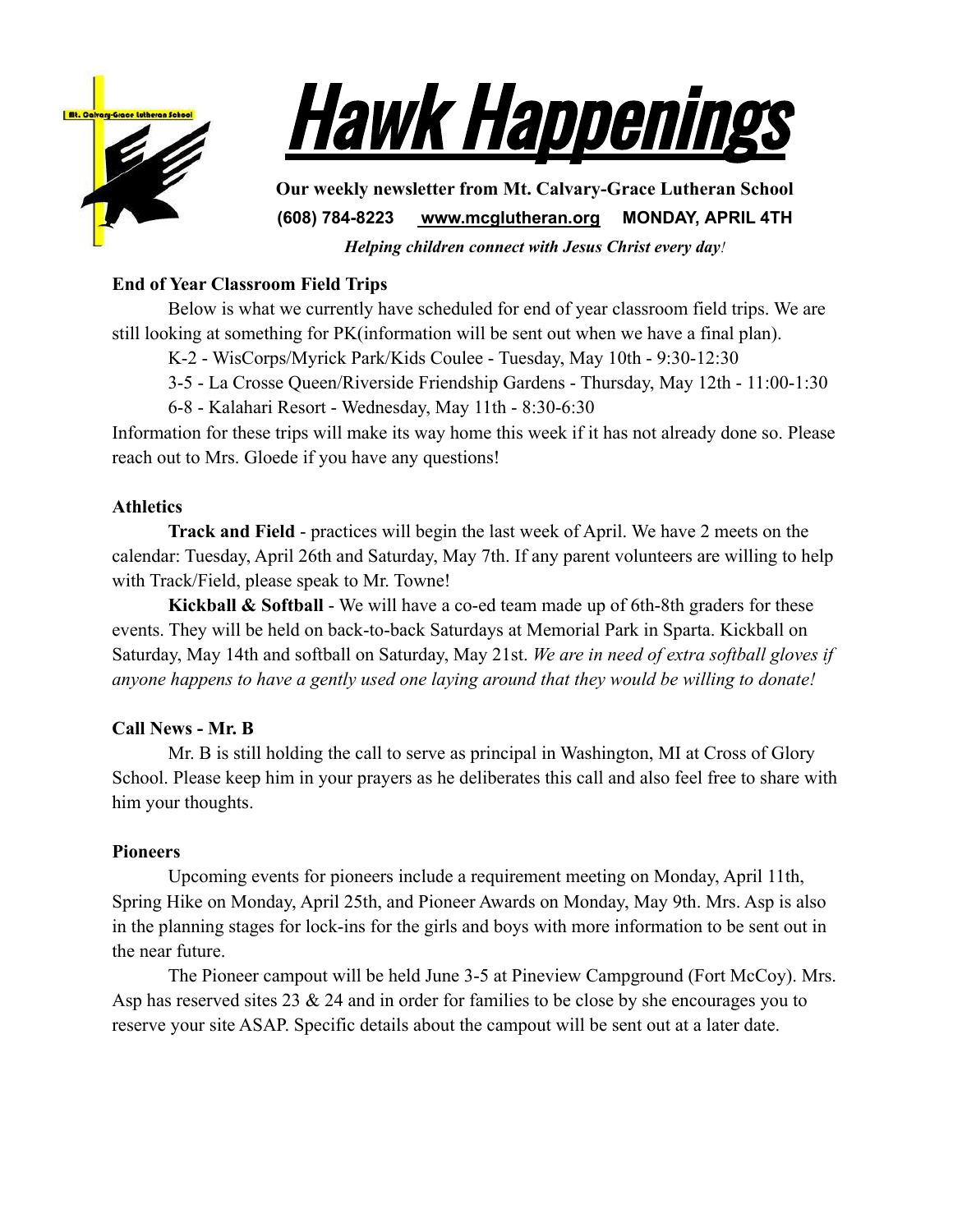# Hawk Happenings

**Our weekly newsletter from Mt. Calvary-Grace Lutheran School**

**(608) 784-8223 www.mcglutheran.org MONDAY, APRIL 4TH**

***Helping children connect with Jesus Christ every day!***

**End of Year Classroom Field Trips**

Below is what we currently have scheduled for end of year classroom field trips. We are still looking at something for PK(information will be sent out when we have a final plan).

K-2 - WisCorps/Myrick Park/Kids Coulee - Tuesday, May 10th - 9:30-12:30

3-5 - La Crosse Queen/Riverside Friendship Gardens - Thursday, May 12th - 11:00-1:30

6-8 - Kalahari Resort - Wednesday, May 11th - 8:30-6:30

Information for these trips will make its way home this week if it has not already done so. Please reach out to Mrs. Gloede if you have any questions!

**Athletics**

**Track and Field** - practices will begin the last week of April. We have 2 meets on the calendar: Tuesday, April 26th and Saturday, May 7th. If any parent volunteers are willing to help with Track/Field, please speak to Mr. Towne!

**Kickball & Softball** - We will have a co-ed team made up of 6th-8th graders for these events. They will be held on back-to-back Saturdays at Memorial Park in Sparta. Kickball on Saturday, May 14th and softball on Saturday, May 21st. *We are in need of extra softball gloves if anyone happens to have a gently used one laying around that they would be willing to donate!*

**Call News - Mr. B**

Mr. B is still holding the call to serve as principal in Washington, MI at Cross of Glory School. Please keep him in your prayers as he deliberates this call and also feel free to share with him your thoughts.

**Pioneers**

Upcoming events for pioneers include a requirement meeting on Monday, April 11th, Spring Hike on Monday, April 25th, and Pioneer Awards on Monday, May 9th. Mrs. Asp is also in the planning stages for lock-ins for the girls and boys with more information to be sent out in the near future.

The Pioneer campout will be held June 3-5 at Pineview Campground (Fort McCoy). Mrs. Asp has reserved sites 23 & 24 and in order for families to be close by she encourages you to reserve your site ASAP. Specific details about the campout will be sent out at a later date.